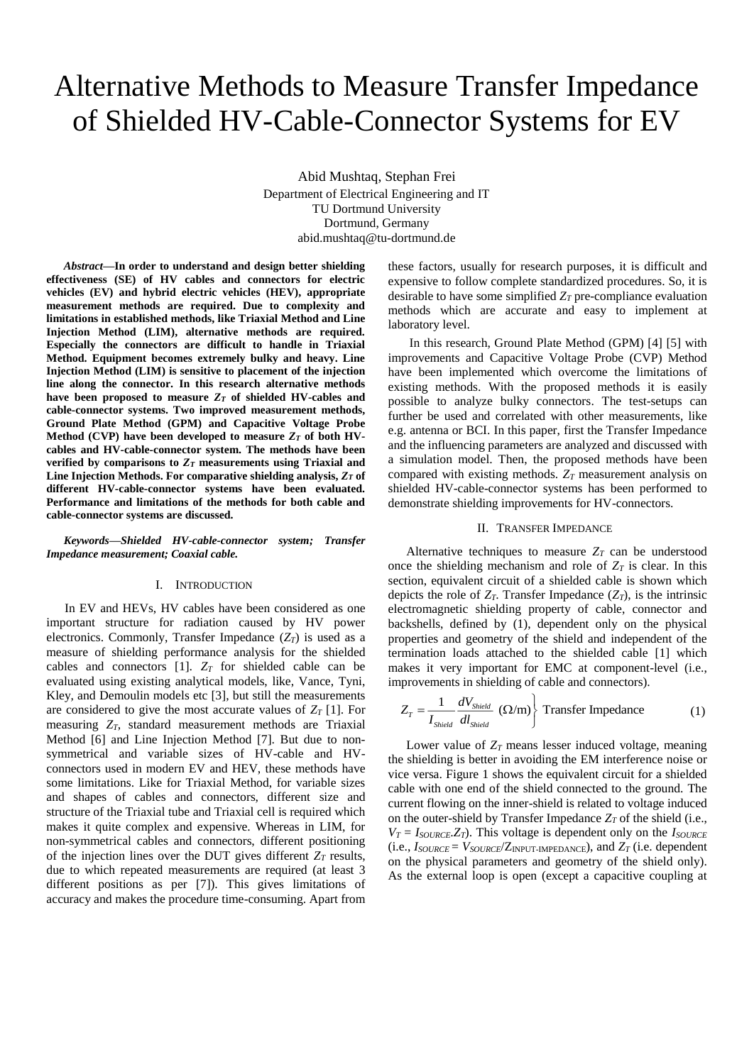# Alternative Methods to Measure Transfer Impedance of Shielded HV-Cable-Connector Systems for EV

Abid Mushtaq, Stephan Frei
Department of Electrical Engineering and IT
TU Dortmund University
Dortmund, Germany
abid.mushtaq@tu-dortmund.de

***Abstract*—In order to understand and design better shielding effectiveness (SE) of HV cables and connectors for electric vehicles (EV) and hybrid electric vehicles (HEV), appropriate measurement methods are required. Due to complexity and limitations in established methods, like Triaxial Method and Line Injection Method (LIM), alternative methods are required. Especially the connectors are difficult to handle in Triaxial Method. Equipment becomes extremely bulky and heavy. Line Injection Method (LIM) is sensitive to placement of the injection line along the connector. In this research alternative methods have been proposed to measure $Z_T$ of shielded HV-cables and cable-connector systems. Two improved measurement methods, Ground Plate Method (GPM) and Capacitive Voltage Probe Method (CVP) have been developed to measure $Z_T$ of both HV-cables and HV-cable-connector system. The methods have been verified by comparisons to $Z_T$ measurements using Triaxial and Line Injection Methods. For comparative shielding analysis, $Z_T$ of different HV-cable-connector systems have been evaluated. Performance and limitations of the methods for both cable and cable-connector systems are discussed.**

***Keywords—Shielded HV-cable-connector system; Transfer Impedance measurement; Coaxial cable.***

## I. Introduction

In EV and HEVs, HV cables have been considered as one important structure for radiation caused by HV power electronics. Commonly, Transfer Impedance ($Z_T$) is used as a measure of shielding performance analysis for the shielded cables and connectors [1]. $Z_T$ for shielded cable can be evaluated using existing analytical models, like, Vance, Tyni, Kley, and Demoulin models etc [3], but still the measurements are considered to give the most accurate values of $Z_T$ [1]. For measuring $Z_T$, standard measurement methods are Triaxial Method [6] and Line Injection Method [7]. But due to non-symmetrical and variable sizes of HV-cable and HV-connectors used in modern EV and HEV, these methods have some limitations. Like for Triaxial Method, for variable sizes and shapes of cables and connectors, different size and structure of the Triaxial tube and Triaxial cell is required which makes it quite complex and expensive. Whereas in LIM, for non-symmetrical cables and connectors, different positioning of the injection lines over the DUT gives different $Z_T$ results, due to which repeated measurements are required (at least 3 different positions as per [7]). This gives limitations of accuracy and makes the procedure time-consuming. Apart from these factors, usually for research purposes, it is difficult and expensive to follow complete standardized procedures. So, it is desirable to have some simplified $Z_T$ pre-compliance evaluation methods which are accurate and easy to implement at laboratory level.

In this research, Ground Plate Method (GPM) [4] [5] with improvements and Capacitive Voltage Probe (CVP) Method have been implemented which overcome the limitations of existing methods. With the proposed methods it is easily possible to analyze bulky connectors. The test-setups can further be used and correlated with other measurements, like e.g. antenna or BCI. In this paper, first the Transfer Impedance and the influencing parameters are analyzed and discussed with a simulation model. Then, the proposed methods have been compared with existing methods. $Z_T$ measurement analysis on shielded HV-cable-connector systems has been performed to demonstrate shielding improvements for HV-connectors.

## II. Transfer Impedance

Alternative techniques to measure $Z_T$ can be understood once the shielding mechanism and role of $Z_T$ is clear. In this section, equivalent circuit of a shielded cable is shown which depicts the role of $Z_T$. Transfer Impedance ($Z_T$), is the intrinsic electromagnetic shielding property of cable, connector and backshells, defined by (1), dependent only on the physical properties and geometry of the shield and independent of the termination loads attached to the shielded cable [1] which makes it very important for EMC at component-level (i.e., improvements in shielding of cable and connectors).

$$\left. Z_T = \frac{1}{I_{Shield}} \frac{dV_{Shield}}{dl_{Shield}} \ (\Omega/\text{m}) \right\} \text{ Transfer Impedance} \tag{1}$$

Lower value of $Z_T$ means lesser induced voltage, meaning the shielding is better in avoiding the EM interference noise or vice versa. Figure 1 shows the equivalent circuit for a shielded cable with one end of the shield connected to the ground. The current flowing on the inner-shield is related to voltage induced on the outer-shield by Transfer Impedance $Z_T$ of the shield (i.e., $V_T = I_{SOURCE}.Z_T$). This voltage is dependent only on the $I_{SOURCE}$ (i.e., $I_{SOURCE} = V_{SOURCE}/Z_{\text{INPUT-IMPEDANCE}}$), and $Z_T$ (i.e. dependent on the physical parameters and geometry of the shield only). As the external loop is open (except a capacitive coupling at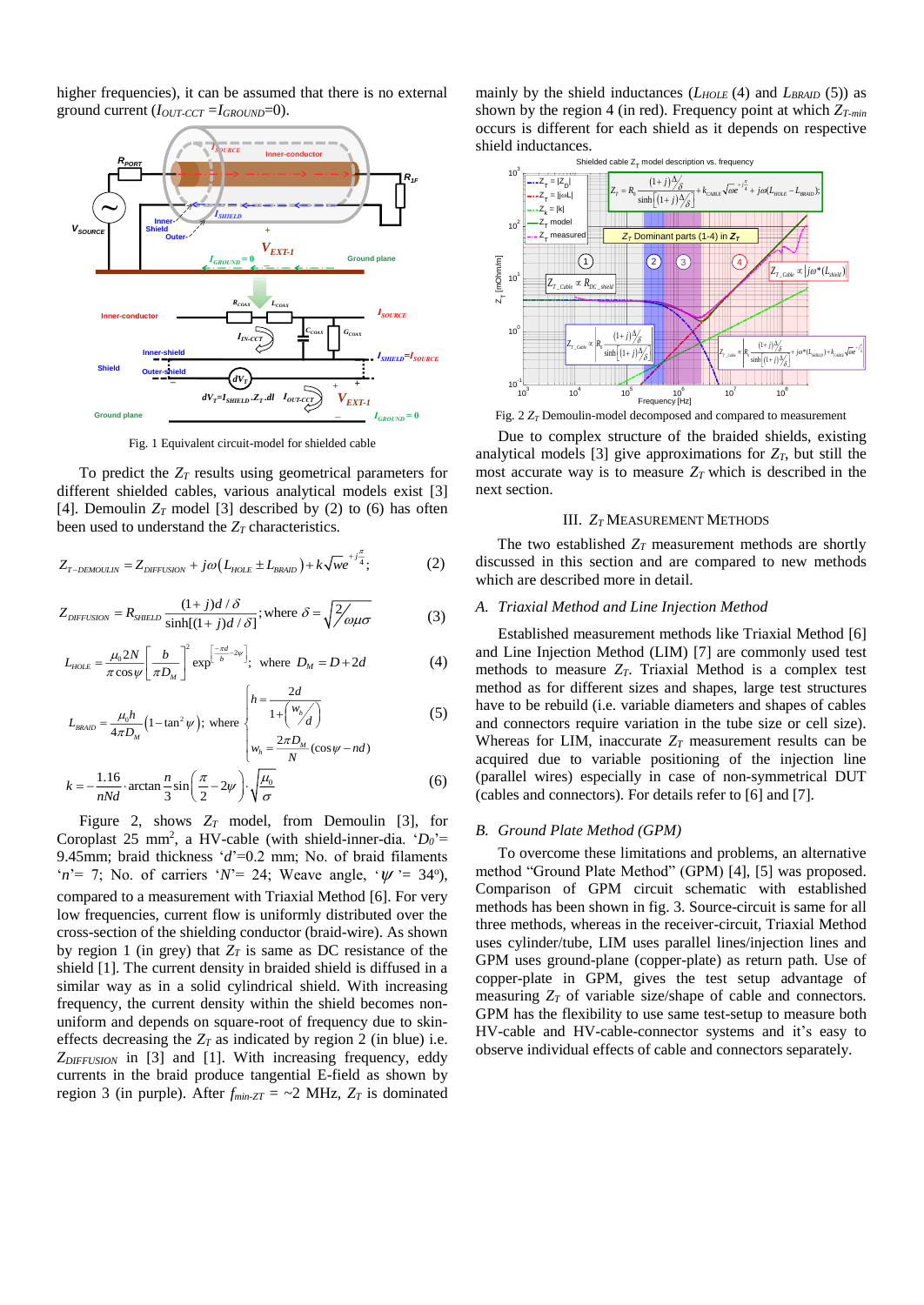higher frequencies), it can be assumed that there is no external ground current ($I_{OUT\text{-}CCT} = I_{GROUND}$=0).

R PORT
V SOURCE
I SOURCE
Inner-conductor
R 1F
Inner-Shield
Outer-
I SHIELD
V EXT-1
I GROUND = 0
Ground plane
R COAX
L COAX
Inner-conductor
I SOURCE
I IN-CCT
C COAX
G COAX
Inner-shield
I SHIELD=I SOURCE
Shield
Outer-shield
dV T
dV T=I SHIELD.Z T.dl
I OUT-CCT
V EXT-1
Ground plane
I GROUND = 0

Fig. 1 Equivalent circuit-model for shielded cable

To predict the $Z_T$ results using geometrical parameters for different shielded cables, various analytical models exist [3] [4]. Demoulin $Z_T$ model [3] described by (2) to (6) has often been used to understand the $Z_T$ characteristics.

$$Z_{T-DEMOULIN} = Z_{DIFFUSION} + j\omega\left(L_{HOLE} \pm L_{BRAID}\right) + k\sqrt{\omega}e^{+j\frac{\pi}{4}}; \tag{2}$$

$$Z_{DIFFUSION} = R_{SHIELD}\frac{(1+j)d/\delta}{\sinh[(1+j)d/\delta]}; \text{where } \delta = \sqrt{\frac{2}{\omega\mu\sigma}} \tag{3}$$

$$L_{HOLE} = \frac{\mu_0 2N}{\pi\cos\psi}\left[\frac{b}{\pi D_M}\right]^2 \exp^{\left[\frac{-\pi d}{b}-2\psi\right]}; \text{ where } D_M = D + 2d \tag{4}$$

$$L_{BRAID} = \frac{\mu_0 h}{4\pi D_M}\left(1-\tan^2\psi\right); \text{ where } \begin{cases} h = \dfrac{2d}{1+\left(\frac{w_h}{d}\right)} \\ w_h = \dfrac{2\pi D_M}{N}(\cos\psi - nd) \end{cases} \tag{5}$$

$$k = -\frac{1.16}{nNd}\cdot\arctan\frac{n}{3}\sin\left(\frac{\pi}{2}-2\psi\right)\cdot\sqrt{\frac{\mu_0}{\sigma}} \tag{6}$$

Figure 2, shows $Z_T$ model, from Demoulin [3], for Coroplast 25 mm², a HV-cable (with shield-inner-dia. '$D_0$'= 9.45mm; braid thickness '$d$'=0.2 mm; No. of braid filaments '$n$'= 7; No. of carriers '$N$'= 24; Weave angle, '$\psi$ '= 34°), compared to a measurement with Triaxial Method [6]. For very low frequencies, current flow is uniformly distributed over the cross-section of the shielding conductor (braid-wire). As shown by region 1 (in grey) that $Z_T$ is same as DC resistance of the shield [1]. The current density in braided shield is diffused in a similar way as in a solid cylindrical shield. With increasing frequency, the current density within the shield becomes non-uniform and depends on square-root of frequency due to skin-effects decreasing the $Z_T$ as indicated by region 2 (in blue) i.e. $Z_{DIFFUSION}$ in [3] and [1]. With increasing frequency, eddy currents in the braid produce tangential E-field as shown by region 3 (in purple). After $f_{min\text{-}ZT}$ = ~2 MHz, $Z_T$ is dominated mainly by the shield inductances ($L_{HOLE}$ (4) and $L_{BRAID}$ (5)) as shown by the region 4 (in red). Frequency point at which $Z_{T\text{-}min}$ occurs is different for each shield as it depends on respective shield inductances.

Shielded cable Z T model description vs. frequency
Z T [mOhm/m]
Frequency [Hz]
Z T = |Z D|
Z T = |jωL|
Z T = |k|
Z T model
Z T measured
Z T Dominant parts (1-4) in Z T
1 2 3 4

Fig. 2 $Z_T$ Demoulin-model decomposed and compared to measurement

Due to complex structure of the braided shields, existing analytical models [3] give approximations for $Z_T$, but still the most accurate way is to measure $Z_T$ which is described in the next section.

## III. $Z_T$ Measurement Methods

The two established $Z_T$ measurement methods are shortly discussed in this section and are compared to new methods which are described more in detail.

### A. Triaxial Method and Line Injection Method

Established measurement methods like Triaxial Method [6] and Line Injection Method (LIM) [7] are commonly used test methods to measure $Z_T$. Triaxial Method is a complex test method as for different sizes and shapes, large test structures have to be rebuild (i.e. variable diameters and shapes of cables and connectors require variation in the tube size or cell size). Whereas for LIM, inaccurate $Z_T$ measurement results can be acquired due to variable positioning of the injection line (parallel wires) especially in case of non-symmetrical DUT (cables and connectors). For details refer to [6] and [7].

### B. Ground Plate Method (GPM)

To overcome these limitations and problems, an alternative method "Ground Plate Method" (GPM) [4], [5] was proposed. Comparison of GPM circuit schematic with established methods has been shown in fig. 3. Source-circuit is same for all three methods, whereas in the receiver-circuit, Triaxial Method uses cylinder/tube, LIM uses parallel lines/injection lines and GPM uses ground-plane (copper-plate) as return path. Use of copper-plate in GPM, gives the test setup advantage of measuring $Z_T$ of variable size/shape of cable and connectors. GPM has the flexibility to use same test-setup to measure both HV-cable and HV-cable-connector systems and it's easy to observe individual effects of cable and connectors separately.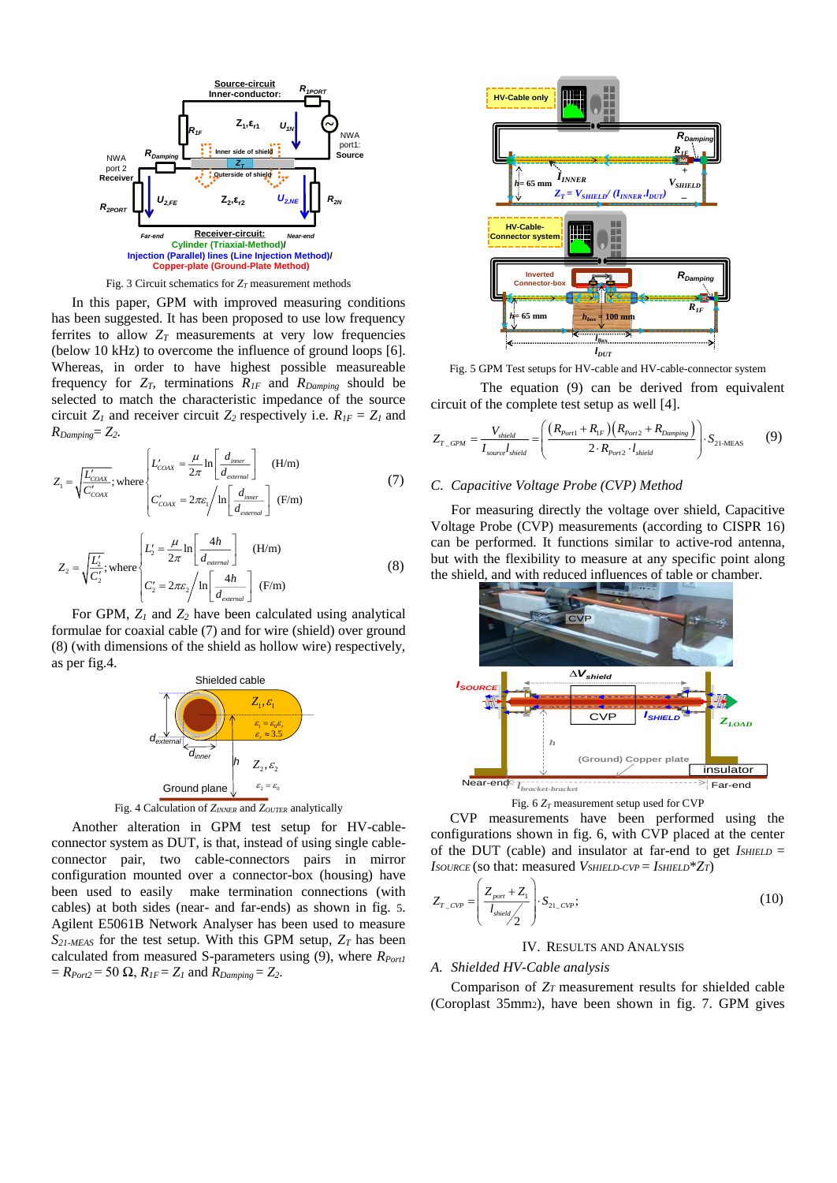Fig. 3 Circuit schematics for $Z_T$ measurement methods

In this paper, GPM with improved measuring conditions has been suggested. It has been proposed to use low frequency ferrites to allow $Z_T$ measurements at very low frequencies (below 10 kHz) to overcome the influence of ground loops [6]. Whereas, in order to have highest possible measureable frequency for $Z_T$, terminations $R_{1F}$ and $R_{Damping}$ should be selected to match the characteristic impedance of the source circuit $Z_1$ and receiver circuit $Z_2$ respectively i.e. $R_{1F} = Z_1$ and $R_{Damping} = Z_2$.

$$Z_1 = \sqrt{\frac{L'_{COAX}}{C'_{COAX}}};\text{ where}\begin{cases} L'_{COAX} = \dfrac{\mu}{2\pi}\ln\left[\dfrac{d_{inner}}{d_{external}}\right] & \text{(H/m)} \\ C'_{COAX} = 2\pi\varepsilon_1 \Big/ \ln\left[\dfrac{d_{inner}}{d_{external}}\right] & \text{(F/m)} \end{cases} \quad (7)$$

$$Z_2 = \sqrt{\frac{L'_2}{C'_2}};\text{ where}\begin{cases} L'_2 = \dfrac{\mu}{2\pi}\ln\left[\dfrac{4h}{d_{external}}\right] & \text{(H/m)} \\ C'_2 = 2\pi\varepsilon_2 \Big/ \ln\left[\dfrac{4h}{d_{external}}\right] & \text{(F/m)} \end{cases} \quad (8)$$

For GPM, $Z_1$ and $Z_2$ have been calculated using analytical formulae for coaxial cable (7) and for wire (shield) over ground (8) (with dimensions of the shield as hollow wire) respectively, as per fig.4.

Fig. 4 Calculation of $Z_{INNER}$ and $Z_{OUTER}$ analytically

Another alteration in GPM test setup for HV-cable-connector system approach is that, instead of using single cable-connector pair, two cable-connectors pairs in mirror configuration mounted over a connector-box (housing) have been used to easily make termination connections (with cables) at both sides (near- and far-ends) as shown in fig. 5. Agilent E5061B Network Analyser has been used to measure $S_{21\text{-}MEAS}$ for the test setup. With this GPM setup, $Z_T$ has been calculated from measured S-parameters using (9), where $R_{Port1} = R_{Port2} = 50\ \Omega$, $R_{1F} = Z_1$ and $R_{Damping} = Z_2$.

Fig. 5 GPM Test setups for HV-cable and HV-cable-connector system

The equation (9) can be derived from equivalent circuit of the complete test setup as well [4].

$$Z_{T\_GPM} = \frac{V_{shield}}{I_{source} l_{shield}} = \left(\frac{(R_{Port1} + R_{1F})(R_{Port2} + R_{Damping})}{2 \cdot R_{Port2} \cdot l_{shield}}\right) \cdot S_{21\text{-MEAS}} \quad (9)$$

## C. Capacitive Voltage Probe (CVP) Method

For measuring directly the voltage over shield, Capacitive Voltage Probe (CVP) measurements (according to CISPR 16) can be performed. It functions similar to active-rod antenna, but with the flexibility to measure at any specific point along the shield, and with reduced influences of table or chamber.

Fig. 6 $Z_T$ measurement setup used for CVP

CVP measurements have been performed using the configurations shown in fig. 6, with CVP placed at the center of the DUT (cable) and insulator at far-end to get $I_{SHIELD} = I_{SOURCE}$ (so that: measured $V_{SHIELD\text{-}CVP} = I_{SHIELD} * Z_T$)

$$Z_{T\_CVP} = \left(\frac{Z_{port} + Z_1}{l_{shield}/2}\right) \cdot S_{21\_CVP}; \quad (10)$$

# IV. Results and Analysis

## A. Shielded HV-Cable analysis

Comparison of $Z_T$ measurement results for shielded cable (Coroplast 35mm2), have been shown in fig. 7. GPM gives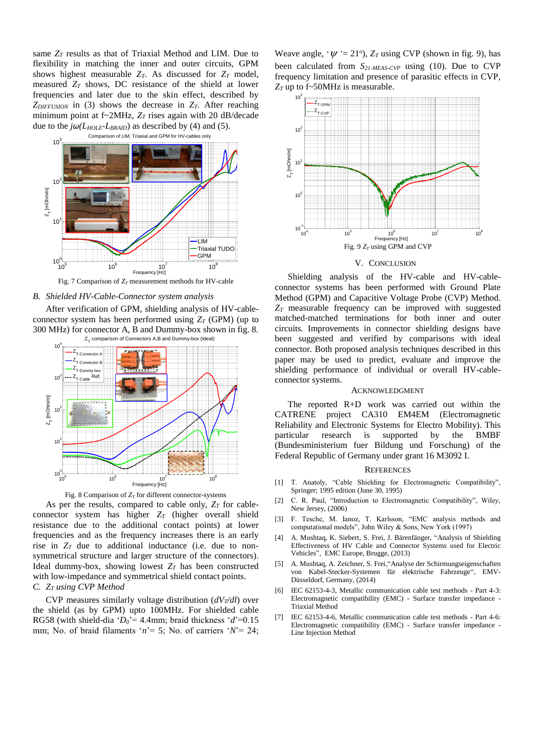same $Z_T$ results as that of Triaxial Method and LIM. Due to flexibility in matching the inner and outer circuits, GPM shows highest measurable $Z_T$. As discussed for $Z_T$ model, measured $Z_T$ shows, DC resistance of the shield at lower frequencies and later due to the skin effect, described by $Z_{DIFFUSION}$ in (3) shows the decrease in $Z_T$. After reaching minimum point at f~2MHz, $Z_T$ rises again with 20 dB/decade due to the $j\omega(L_{HOLE}-L_{BRAID})$ as described by (4) and (5).

Comparison of LIM, Triaxial and GPM for HV-cables only

$10^3$
$10^2$
$10^1$
$10^0$
$Z_T$ [mOhm/m]
$10^5$
$10^6$
$10^7$
$10^8$
Frequency [Hz]
LIM
Triaxial TUDO
GPM

Fig. 7 Comparison of $Z_T$ measurement methods for HV-cable

## B. Shielded HV-Cable-Connector system analysis

After verification of GPM, shielding analysis of HV-cable-connector system has been performed using $Z_T$ (GPM) (up to 300 MHz) for connector A, B and Dummy-box shown in fig. 8.

$Z_T$ comparison of Connectors A,B and Dummy-box (Ideal)

$Z_{T\text{-Connector-A}}$
$Z_{T\text{-Connector-B}}$
$Z_{T\text{-Dummy-box}}$
$Z_{T\text{-Cable}}$ Ref.
$10^4$
$10^3$
$10^2$
$10^1$
$10^0$
$Z_T$ [mOhm/m]
$10^5$
$10^6$
$10^7$
$10^8$
Frequency [Hz]

Fig. 8 Comparison of $Z_T$ for different connector-systems

As per the results, compared to cable only, $Z_T$ for cable-connector system has higher $Z_T$ (higher overall shield resistance due to the additional contact points) at lower frequencies and as the frequency increases there is an early rise in $Z_T$ due to additional inductance (i.e. due to non-symmetrical structure and larger structure of the connectors). Ideal dummy-box, showing lowest $Z_T$ has been constructed with low-impedance and symmetrical shield contact points.

## C. $Z_T$ using CVP Method

CVP measures similarly voltage distribution ($dV_T/dl$) over the shield (as by GPM) upto 100MHz. For shielded cable RG58 (with shield-dia '$D_0$'= 4.4mm; braid thickness '$d$'=0.15 mm; No. of braid filaments '$n$'= 5; No. of carriers '$N$'= 24; Weave angle, '$\psi$'= 21°), $Z_T$ using CVP (shown in fig. 9), has been calculated from $S_{21\text{-}MEAS\text{-}CVP}$ using (10). Due to CVP frequency limitation and presence of parasitic effects in CVP, $Z_T$ up to f~50MHz is measurable.

$Z_{T\text{-GPM}}$
$Z_{T\text{-CVP}}$
$10^3$
$10^2$
$10^1$
$10^0$
$10^{-1}$
$Z_T$ [mOhm/m]
$10^4$
$10^5$
$10^6$
$10^7$
$10^8$
Frequency [Hz]

Fig. 9 $Z_T$ using GPM and CVP

# V. Conclusion

Shielding analysis of the HV-cable and HV-cable-connector systems has been performed with Ground Plate Method (GPM) and Capacitive Voltage Probe (CVP) Method. $Z_T$ measurable frequency can be improved with suggested matched-matched terminations for both inner and outer circuits. Improvements in connector shielding designs have been suggested and verified by comparisons with ideal connector. Both proposed analysis techniques described in this paper may be used to predict, evaluate and improve the shielding performance of individual or overall HV-cable-connector systems.

# Acknowledgment

The reported R+D work was carried out within the CATRENE project CA310 EM4EM (Electromagnetic Reliability and Electronic Systems for Electro Mobility). This particular research is supported by the BMBF (Bundesministerium fuer Bildung und Forschung) of the Federal Republic of Germany under grant 16 M3092 I.

# References

[1] T. Anatoly, "Cable Shielding for Electromagnetic Compatibility", Springer; 1995 edition (June 30, 1995)

[2] C. R. Paul, "Introduction to Electromagnetic Compatibility", Wiley, New Jersey, (2006)

[3] F. Tesche, M. Ianoz, T. Karlsson, "EMC analysis methods and computational models", John Wiley & Sons, New York (1997)

[4] A. Mushtaq, K. Siebert, S. Frei, J. Bärenfänger, "Analysis of Shielding Effectiveness of HV Cable and Connector Systems used for Electric Vehicles", EMC Europe, Brugge, (2013)

[5] A. Mushtaq, A. Zeichner, S. Frei,"Analyse der Schirmungseigenschaften von Kabel-Stecker-Systemen für elektrische Fahrzeuge", EMV-Düsseldorf, Germany, (2014)

[6] IEC 62153-4-3, Metallic communication cable test methods - Part 4-3: Electromagnetic compatibility (EMC) - Surface transfer impedance - Triaxial Method

[7] IEC 62153-4-6, Metallic communication cable test methods - Part 4-6: Electromagnetic compatibility (EMC) - Surface transfer impedance - Line Injection Method